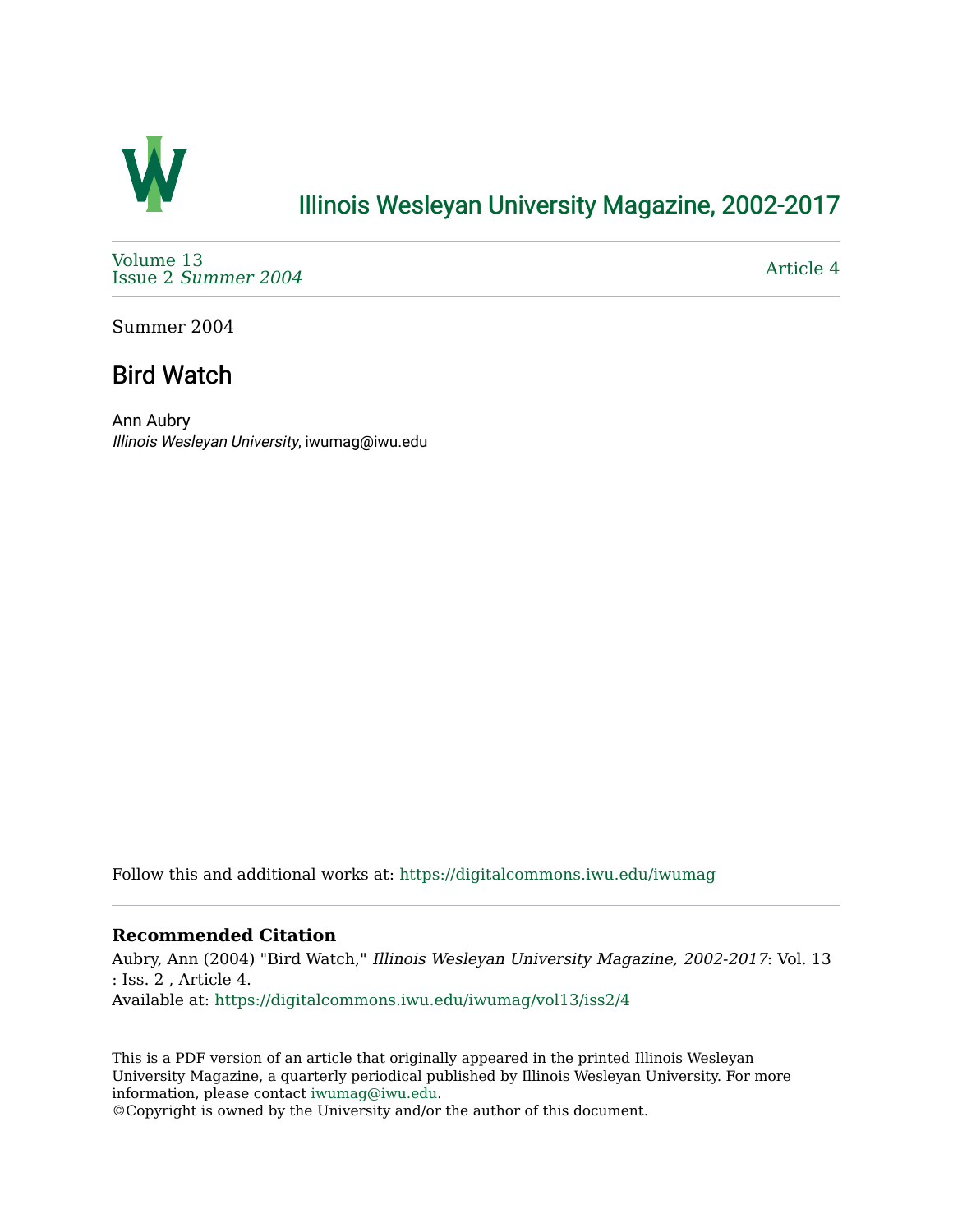# Illinois Wesleyan University Magazine, 2002-2017

Volume 13
Issue 2 *Summer 2004*

Article 4

Summer 2004

## Bird Watch

Ann Aubry
*Illinois Wesleyan University*, iwumag@iwu.edu

Follow this and additional works at: https://digitalcommons.iwu.edu/iwumag

### Recommended Citation

Aubry, Ann (2004) "Bird Watch," *Illinois Wesleyan University Magazine, 2002-2017*: Vol. 13 : Iss. 2 , Article 4.
Available at: https://digitalcommons.iwu.edu/iwumag/vol13/iss2/4

This is a PDF version of an article that originally appeared in the printed Illinois Wesleyan University Magazine, a quarterly periodical published by Illinois Wesleyan University. For more information, please contact iwumag@iwu.edu.
©Copyright is owned by the University and/or the author of this document.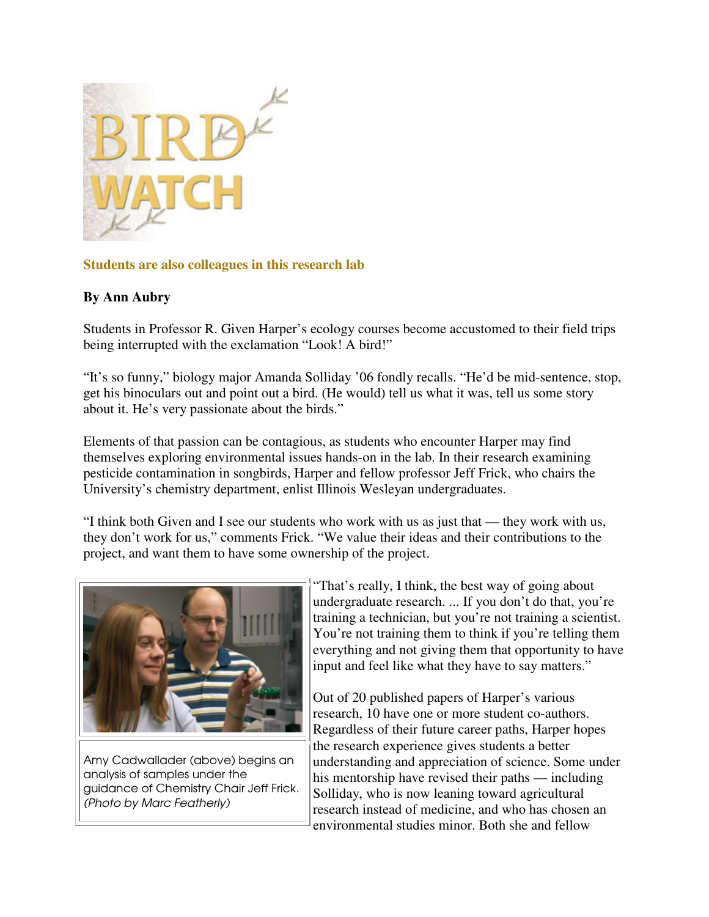# BIRD WATCH

**Students are also colleagues in this research lab**

**By Ann Aubry**

Students in Professor R. Given Harper's ecology courses become accustomed to their field trips being interrupted with the exclamation "Look! A bird!"

"It's so funny," biology major Amanda Solliday '06 fondly recalls. "He'd be mid-sentence, stop, get his binoculars out and point out a bird. (He would) tell us what it was, tell us some story about it. He's very passionate about the birds."

Elements of that passion can be contagious, as students who encounter Harper may find themselves exploring environmental issues hands-on in the lab. In their research examining pesticide contamination in songbirds, Harper and fellow professor Jeff Frick, who chairs the University's chemistry department, enlist Illinois Wesleyan undergraduates.

"I think both Given and I see our students who work with us as just that — they work with us, they don't work for us," comments Frick. "We value their ideas and their contributions to the project, and want them to have some ownership of the project.

Amy Cadwallader (above) begins an analysis of samples under the guidance of Chemistry Chair Jeff Frick. *(Photo by Marc Featherly)*

"That's really, I think, the best way of going about undergraduate research. ... If you don't do that, you're training a technician, but you're not training a scientist. You're not training them to think if you're telling them everything and not giving them that opportunity to have input and feel like what they have to say matters."

Out of 20 published papers of Harper's various research, 10 have one or more student co-authors. Regardless of their future career paths, Harper hopes the research experience gives students a better understanding and appreciation of science. Some under his mentorship have revised their paths — including Solliday, who is now leaning toward agricultural research instead of medicine, and who has chosen an environmental studies minor. Both she and fellow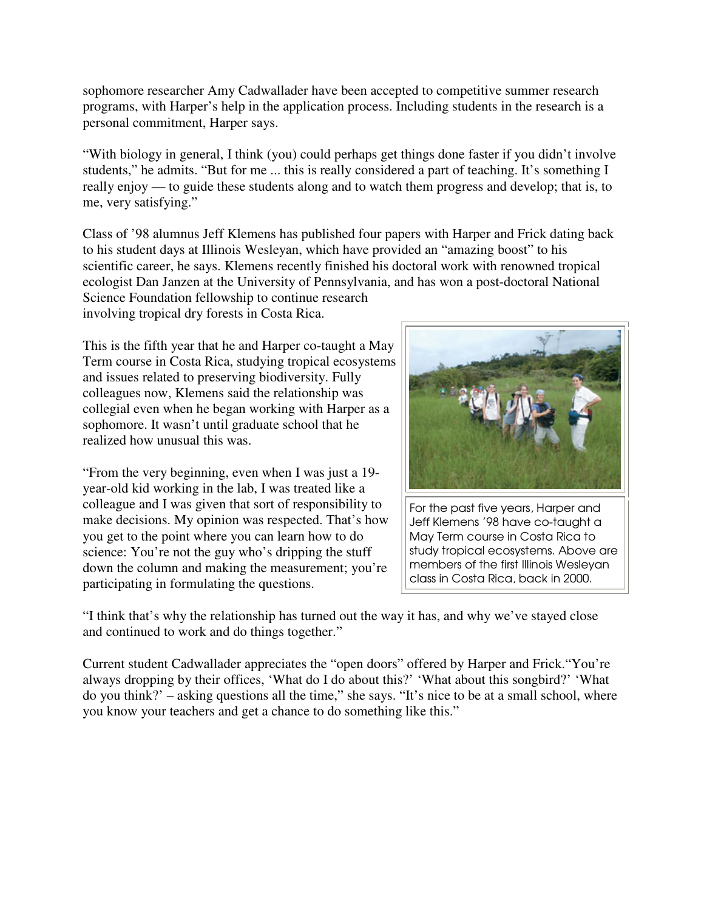sophomore researcher Amy Cadwallader have been accepted to competitive summer research programs, with Harper's help in the application process. Including students in the research is a personal commitment, Harper says.

"With biology in general, I think (you) could perhaps get things done faster if you didn't involve students," he admits. "But for me ... this is really considered a part of teaching. It's something I really enjoy — to guide these students along and to watch them progress and develop; that is, to me, very satisfying."

Class of '98 alumnus Jeff Klemens has published four papers with Harper and Frick dating back to his student days at Illinois Wesleyan, which have provided an "amazing boost" to his scientific career, he says. Klemens recently finished his doctoral work with renowned tropical ecologist Dan Janzen at the University of Pennsylvania, and has won a post-doctoral National Science Foundation fellowship to continue research involving tropical dry forests in Costa Rica.

This is the fifth year that he and Harper co-taught a May Term course in Costa Rica, studying tropical ecosystems and issues related to preserving biodiversity. Fully colleagues now, Klemens said the relationship was collegial even when he began working with Harper as a sophomore. It wasn't until graduate school that he realized how unusual this was.

For the past five years, Harper and Jeff Klemens '98 have co-taught a May Term course in Costa Rica to study tropical ecosystems. Above are members of the first Illinois Wesleyan class in Costa Rica, back in 2000.

"From the very beginning, even when I was just a 19-year-old kid working in the lab, I was treated like a colleague and I was given that sort of responsibility to make decisions. My opinion was respected. That's how you get to the point where you can learn how to do science: You're not the guy who's dripping the stuff down the column and making the measurement; you're participating in formulating the questions.

"I think that's why the relationship has turned out the way it has, and why we've stayed close and continued to work and do things together."

Current student Cadwallader appreciates the "open doors" offered by Harper and Frick."You're always dropping by their offices, 'What do I do about this?' 'What about this songbird?' 'What do you think?' – asking questions all the time," she says. "It's nice to be at a small school, where you know your teachers and get a chance to do something like this."